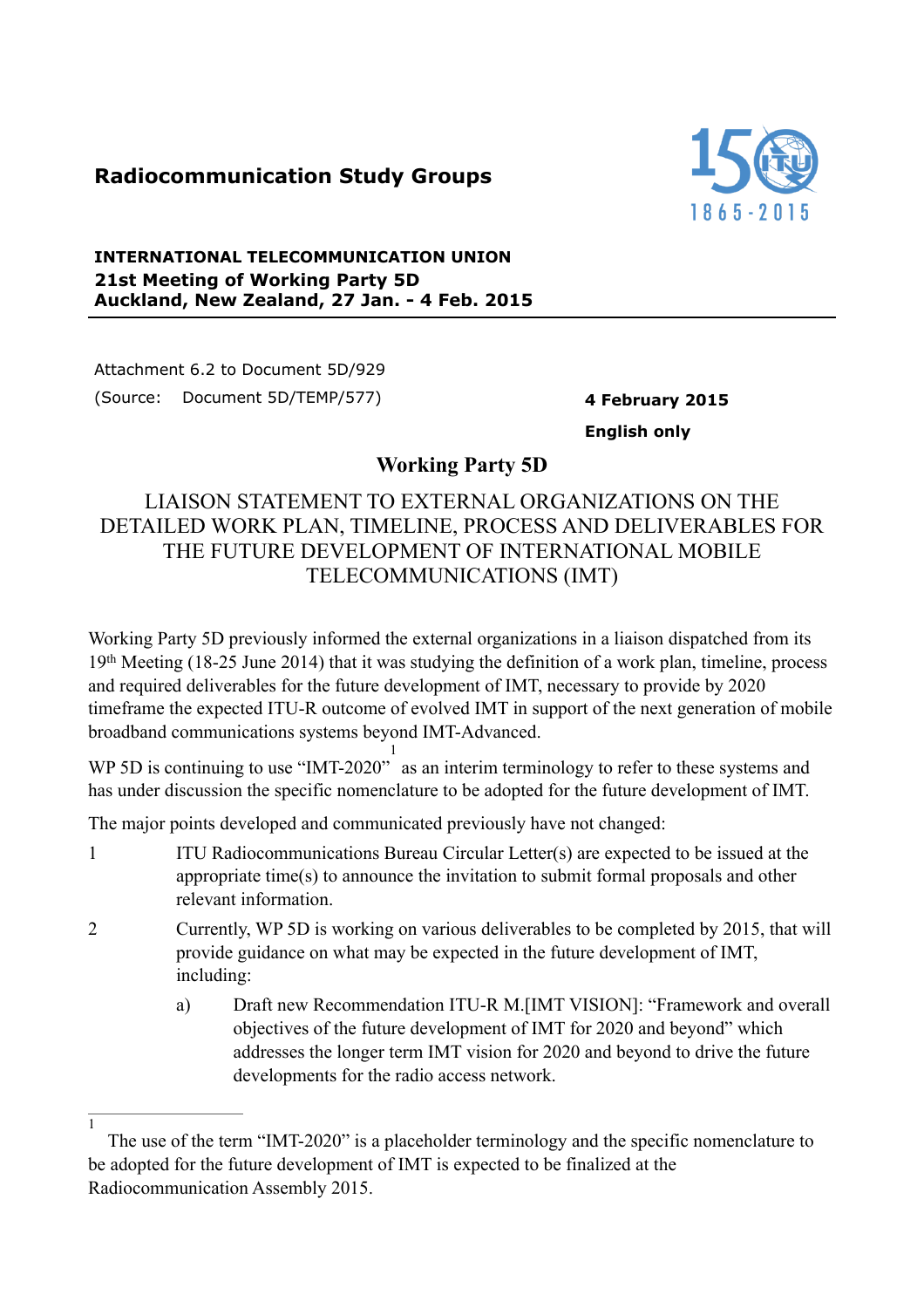**Radiocommunication Study Groups**

**INTERNATIONAL TELECOMMUNICATION UNION**
**21st Meeting of Working Party 5D**
**Auckland, New Zealand, 27 Jan. - 4 Feb. 2015**

Attachment 6.2 to Document 5D/929
(Source: Document 5D/TEMP/577)

**4 February 2015**

**English only**

## Working Party 5D

# LIAISON STATEMENT TO EXTERNAL ORGANIZATIONS ON THE DETAILED WORK PLAN, TIMELINE, PROCESS AND DELIVERABLES FOR THE FUTURE DEVELOPMENT OF INTERNATIONAL MOBILE TELECOMMUNICATIONS (IMT)

Working Party 5D previously informed the external organizations in a liaison dispatched from its 19th Meeting (18-25 June 2014) that it was studying the definition of a work plan, timeline, process and required deliverables for the future development of IMT, necessary to provide by 2020 timeframe the expected ITU-R outcome of evolved IMT in support of the next generation of mobile broadband communications systems beyond IMT-Advanced.

WP 5D is continuing to use "IMT-2020"[1] as an interim terminology to refer to these systems and has under discussion the specific nomenclature to be adopted for the future development of IMT.

The major points developed and communicated previously have not changed:

1. ITU Radiocommunications Bureau Circular Letter(s) are expected to be issued at the appropriate time(s) to announce the invitation to submit formal proposals and other relevant information.

2. Currently, WP 5D is working on various deliverables to be completed by 2015, that will provide guidance on what may be expected in the future development of IMT, including:

   a) Draft new Recommendation ITU-R M.[IMT VISION]: "Framework and overall objectives of the future development of IMT for 2020 and beyond" which addresses the longer term IMT vision for 2020 and beyond to drive the future developments for the radio access network.

[1] The use of the term "IMT-2020" is a placeholder terminology and the specific nomenclature to be adopted for the future development of IMT is expected to be finalized at the Radiocommunication Assembly 2015.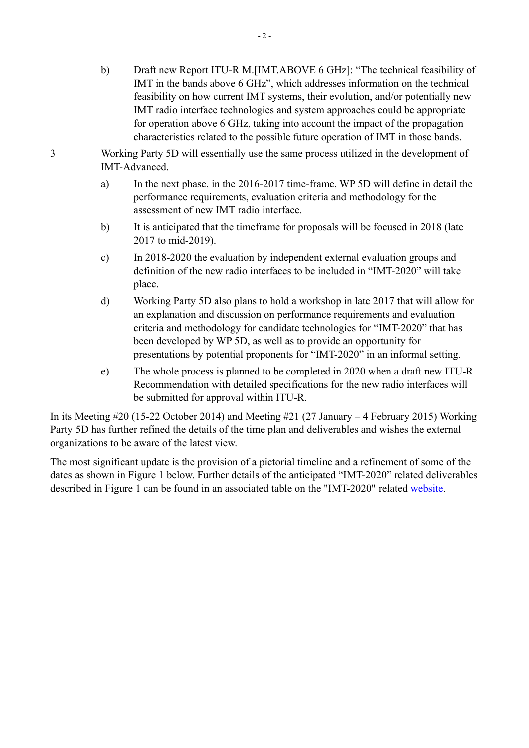b) Draft new Report ITU-R M.[IMT.ABOVE 6 GHz]: "The technical feasibility of IMT in the bands above 6 GHz", which addresses information on the technical feasibility on how current IMT systems, their evolution, and/or potentially new IMT radio interface technologies and system approaches could be appropriate for operation above 6 GHz, taking into account the impact of the propagation characteristics related to the possible future operation of IMT in those bands.

3 Working Party 5D will essentially use the same process utilized in the development of IMT-Advanced.

a) In the next phase, in the 2016-2017 time-frame, WP 5D will define in detail the performance requirements, evaluation criteria and methodology for the assessment of new IMT radio interface.

b) It is anticipated that the timeframe for proposals will be focused in 2018 (late 2017 to mid-2019).

c) In 2018-2020 the evaluation by independent external evaluation groups and definition of the new radio interfaces to be included in "IMT-2020" will take place.

d) Working Party 5D also plans to hold a workshop in late 2017 that will allow for an explanation and discussion on performance requirements and evaluation criteria and methodology for candidate technologies for "IMT-2020" that has been developed by WP 5D, as well as to provide an opportunity for presentations by potential proponents for "IMT-2020" in an informal setting.

e) The whole process is planned to be completed in 2020 when a draft new ITU-R Recommendation with detailed specifications for the new radio interfaces will be submitted for approval within ITU-R.

In its Meeting #20 (15-22 October 2014) and Meeting #21 (27 January – 4 February 2015) Working Party 5D has further refined the details of the time plan and deliverables and wishes the external organizations to be aware of the latest view.

The most significant update is the provision of a pictorial timeline and a refinement of some of the dates as shown in Figure 1 below. Further details of the anticipated "IMT-2020" related deliverables described in Figure 1 can be found in an associated table on the "IMT-2020" related website.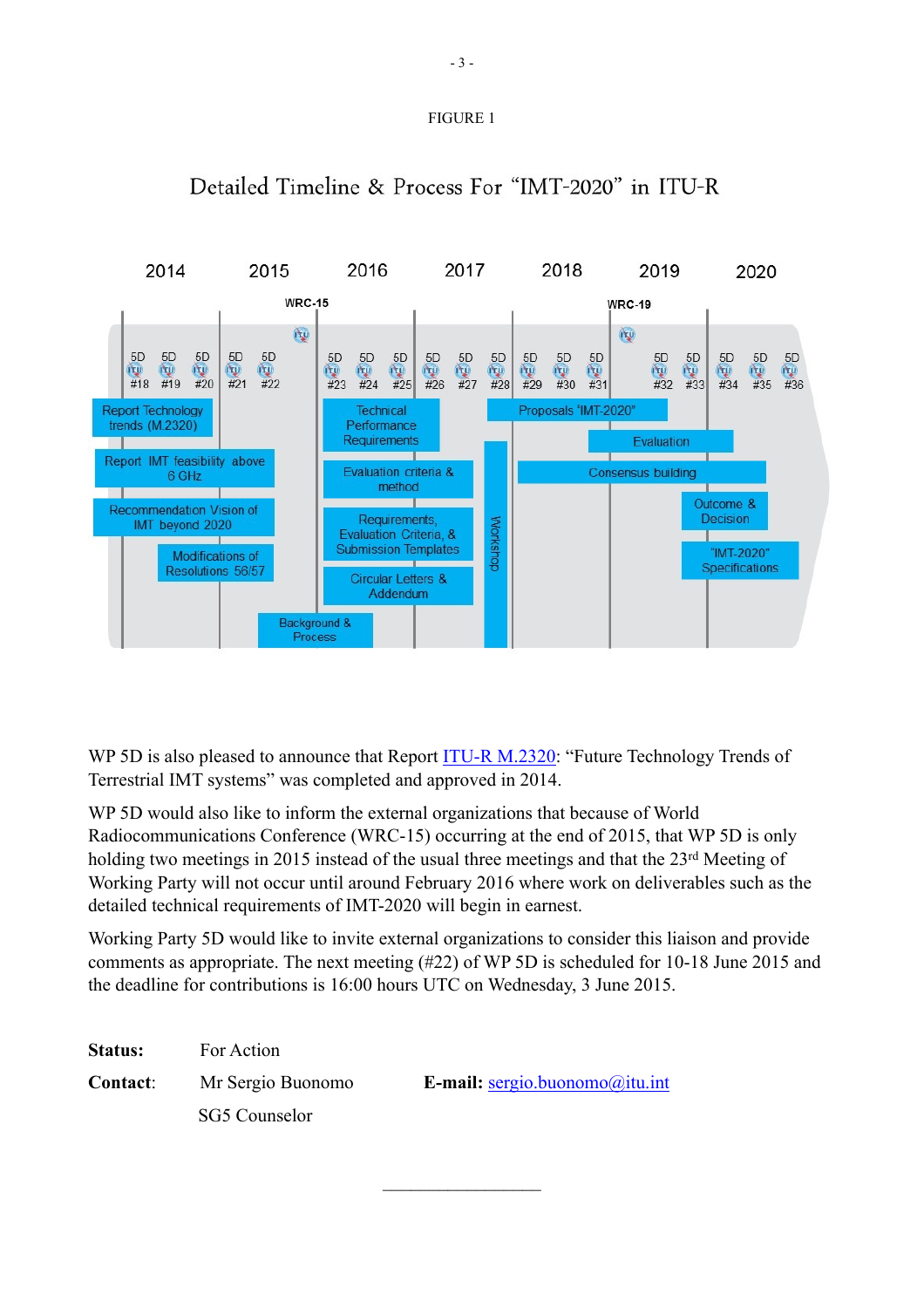FIGURE 1

Detailed Timeline & Process For "IMT-2020" in ITU-R

2014 2015 2016 2017 2018 2019 2020

WRC-15

WRC-19

5D #18 5D #19 5D #20 5D #21 5D #22 5D #23 5D #24 5D #25 5D #26 5D #27 5D #28 5D #29 5D #30 5D #31 5D #32 5D #33 5D #34 5D #35 5D #36

Report Technology trends (M.2320)

Report IMT feasibility above 6 GHz

Recommendation Vision of IMT beyond 2020

Modifications of Resolutions 56/57

Background & Process

Technical Performance Requirements

Evaluation criteria & method

Requirements, Evaluation Criteria, & Submission Templates

Circular Letters & Addendum

Workshop

Proposals "IMT-2020"

Evaluation

Consensus building

Outcome & Decision

"IMT-2020" Specifications

WP 5D is also pleased to announce that Report ITU-R M.2320: "Future Technology Trends of Terrestrial IMT systems" was completed and approved in 2014.

WP 5D would also like to inform the external organizations that because of World Radiocommunications Conference (WRC-15) occurring at the end of 2015, that WP 5D is only holding two meetings in 2015 instead of the usual three meetings and that the 23rd Meeting of Working Party will not occur until around February 2016 where work on deliverables such as the detailed technical requirements of IMT-2020 will begin in earnest.

Working Party 5D would like to invite external organizations to consider this liaison and provide comments as appropriate. The next meeting (#22) of WP 5D is scheduled for 10-18 June 2015 and the deadline for contributions is 16:00 hours UTC on Wednesday, 3 June 2015.

| | | |
|---|---|---|
| **Status:** | For Action | |
| **Contact**: | Mr Sergio Buonomo | **E-mail:** sergio.buonomo@itu.int |
| | SG5 Counselor | |

______________